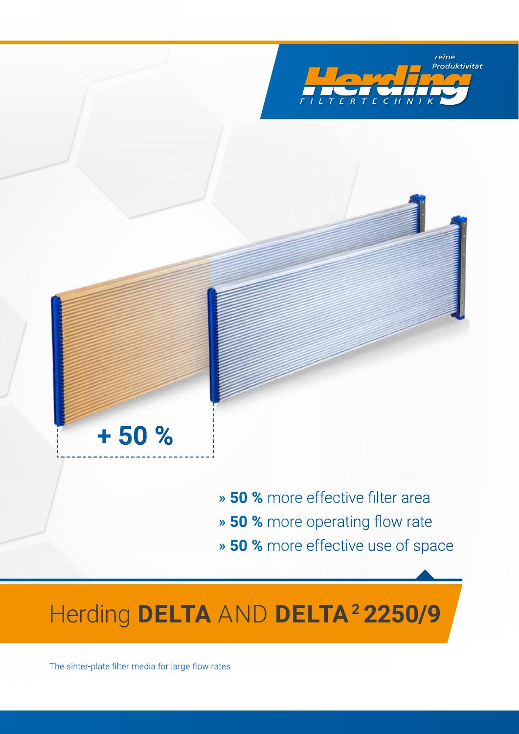Herding

reine Produktivität

FILTERTECHNIK

+ 50 %

» **50 %** more effective filter area
» **50 %** more operating flow rate
» **50 %** more effective use of space

# Herding **DELTA** AND **DELTA² 2250/9**

The sinter-plate filter media for large flow rates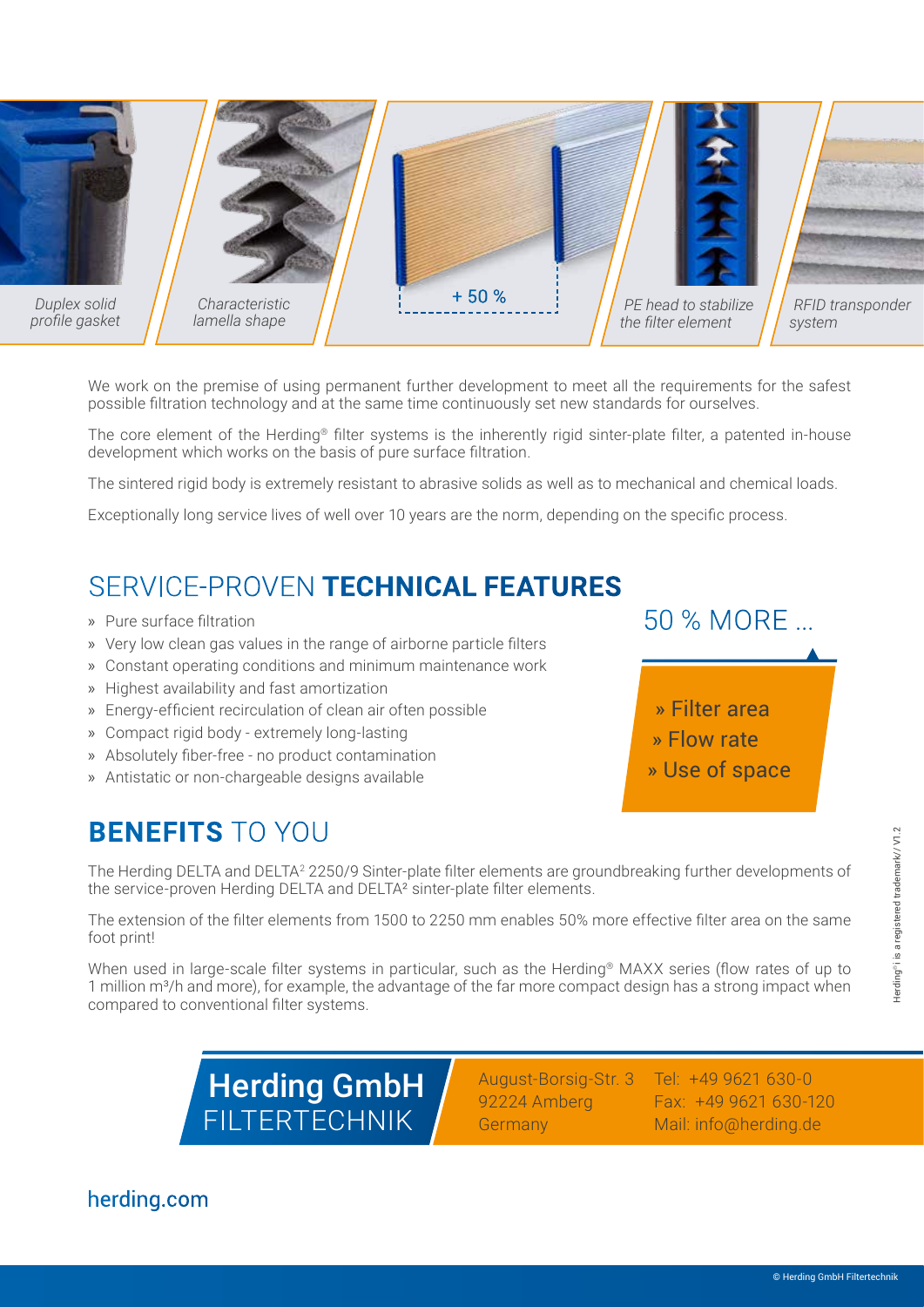Duplex solid profile gasket

Characteristic lamella shape

+ 50 %

PE head to stabilize the filter element

RFID transponder system

We work on the premise of using permanent further development to meet all the requirements for the safest possible filtration technology and at the same time continuously set new standards for ourselves.

The core element of the Herding® filter systems is the inherently rigid sinter-plate filter, a patented in-house development which works on the basis of pure surface filtration.

The sintered rigid body is extremely resistant to abrasive solids as well as to mechanical and chemical loads.

Exceptionally long service lives of well over 10 years are the norm, depending on the specific process.

## SERVICE-PROVEN **TECHNICAL FEATURES**

- Pure surface filtration
- Very low clean gas values in the range of airborne particle filters
- Constant operating conditions and minimum maintenance work
- Highest availability and fast amortization
- Energy-efficient recirculation of clean air often possible
- Compact rigid body - extremely long-lasting
- Absolutely fiber-free - no product contamination
- Antistatic or non-chargeable designs available

50 % MORE ...

- Filter area
- Flow rate
- Use of space

## **BENEFITS** TO YOU

The Herding DELTA and DELTA² 2250/9 Sinter-plate filter elements are groundbreaking further developments of the service-proven Herding DELTA and DELTA² sinter-plate filter elements.

The extension of the filter elements from 1500 to 2250 mm enables 50% more effective filter area on the same foot print!

When used in large-scale filter systems in particular, such as the Herding® MAXX series (flow rates of up to 1 million m³/h and more), for example, the advantage of the far more compact design has a strong impact when compared to conventional filter systems.

Herding® i is a registered trademark// V1.2

**Herding GmbH**
FILTERTECHNIK

August-Borsig-Str. 3
92224 Amberg
Germany

Tel: +49 9621 630-0
Fax: +49 9621 630-120
Mail: info@herding.de

herding.com

© Herding GmbH Filtertechnik